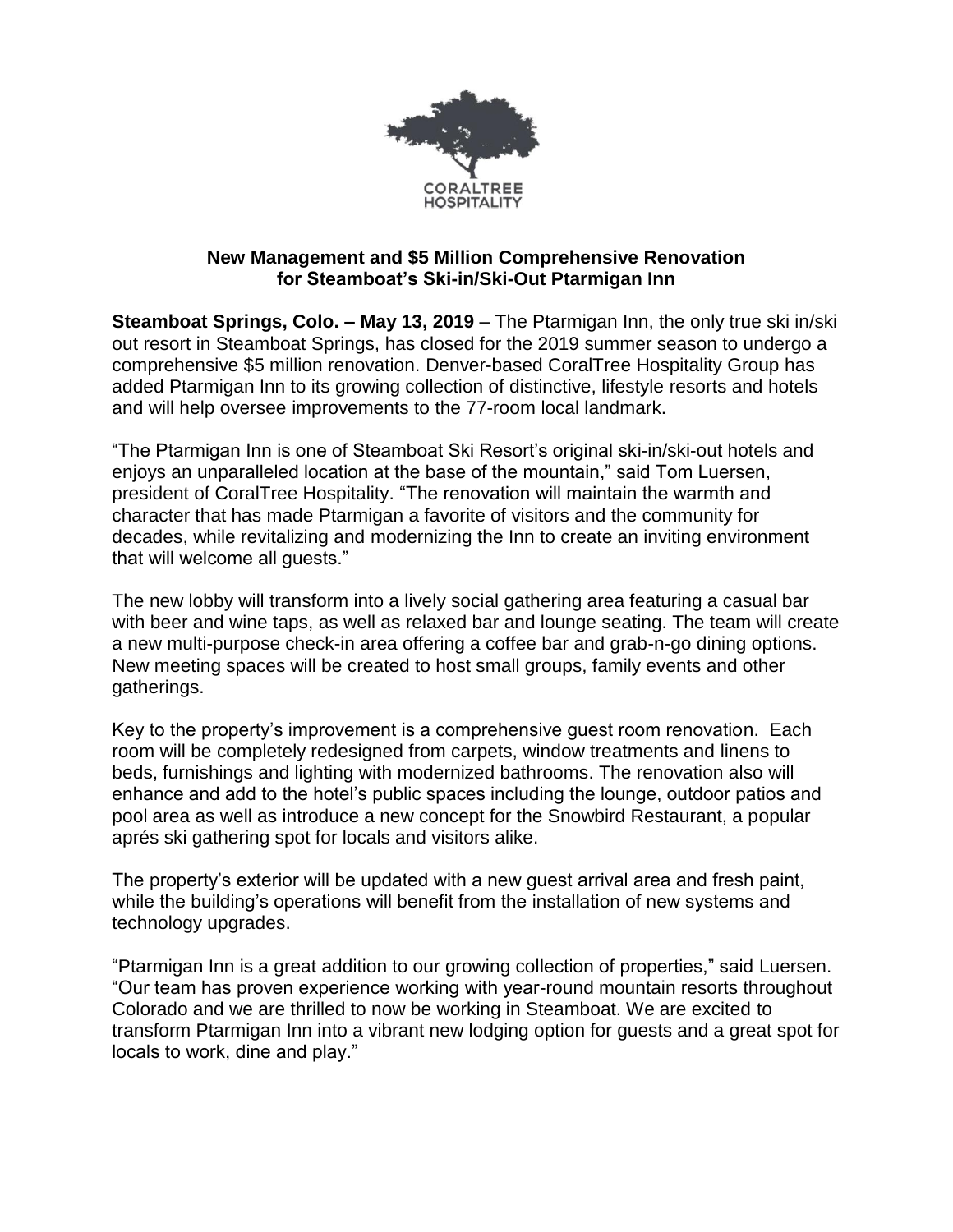CORALTREE HOSPITALITY

**New Management and $5 Million Comprehensive Renovation for Steamboat's Ski-in/Ski-Out Ptarmigan Inn**

**Steamboat Springs, Colo. – May 13, 2019** – The Ptarmigan Inn, the only true ski in/ski out resort in Steamboat Springs, has closed for the 2019 summer season to undergo a comprehensive $5 million renovation. Denver-based CoralTree Hospitality Group has added Ptarmigan Inn to its growing collection of distinctive, lifestyle resorts and hotels and will help oversee improvements to the 77-room local landmark.

"The Ptarmigan Inn is one of Steamboat Ski Resort's original ski-in/ski-out hotels and enjoys an unparalleled location at the base of the mountain," said Tom Luersen, president of CoralTree Hospitality. "The renovation will maintain the warmth and character that has made Ptarmigan a favorite of visitors and the community for decades, while revitalizing and modernizing the Inn to create an inviting environment that will welcome all guests."

The new lobby will transform into a lively social gathering area featuring a casual bar with beer and wine taps, as well as relaxed bar and lounge seating. The team will create a new multi-purpose check-in area offering a coffee bar and grab-n-go dining options. New meeting spaces will be created to host small groups, family events and other gatherings.

Key to the property's improvement is a comprehensive guest room renovation. Each room will be completely redesigned from carpets, window treatments and linens to beds, furnishings and lighting with modernized bathrooms. The renovation also will enhance and add to the hotel's public spaces including the lounge, outdoor patios and pool area as well as introduce a new concept for the Snowbird Restaurant, a popular aprés ski gathering spot for locals and visitors alike.

The property's exterior will be updated with a new guest arrival area and fresh paint, while the building's operations will benefit from the installation of new systems and technology upgrades.

"Ptarmigan Inn is a great addition to our growing collection of properties," said Luersen. "Our team has proven experience working with year-round mountain resorts throughout Colorado and we are thrilled to now be working in Steamboat. We are excited to transform Ptarmigan Inn into a vibrant new lodging option for guests and a great spot for locals to work, dine and play."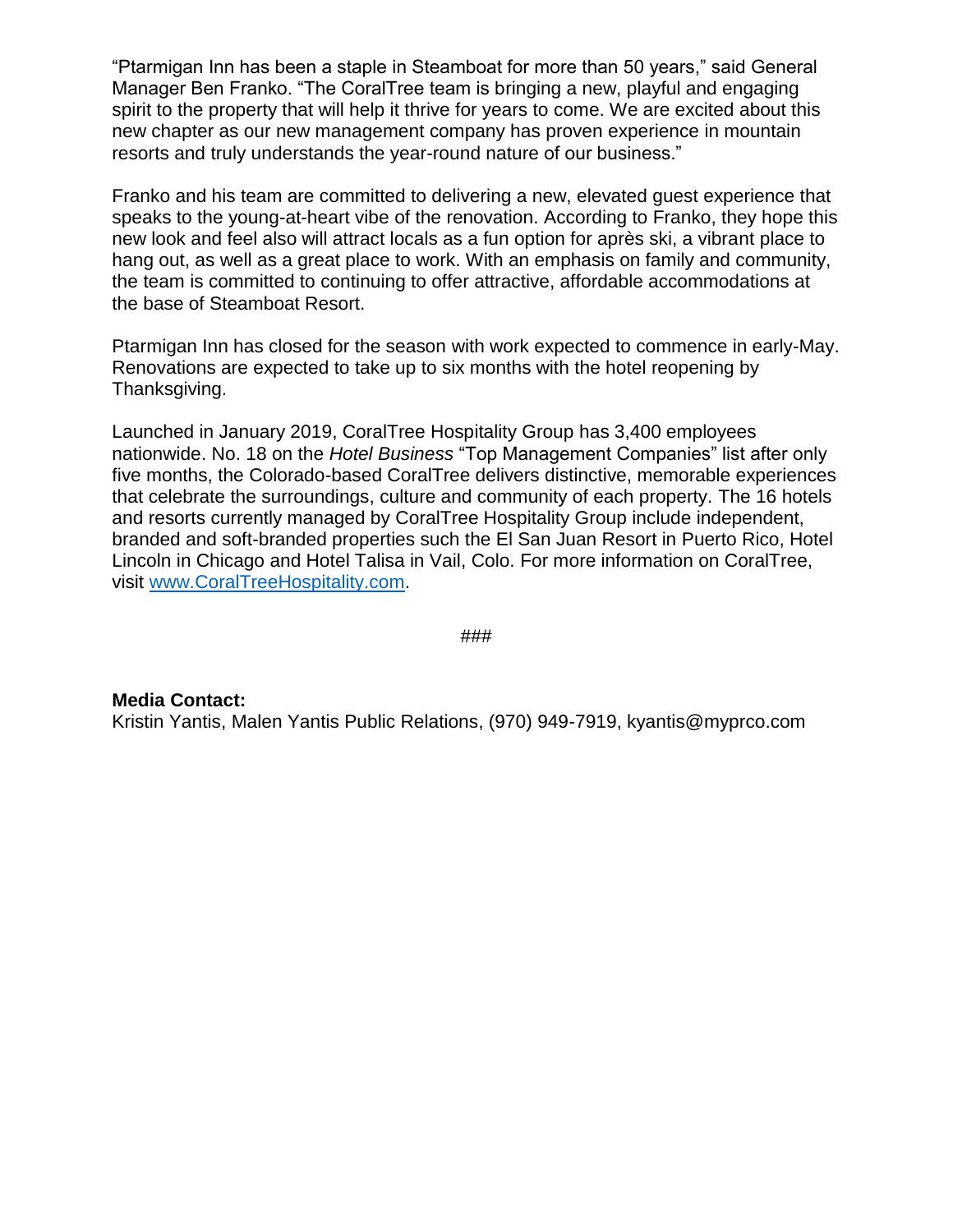"Ptarmigan Inn has been a staple in Steamboat for more than 50 years," said General Manager Ben Franko. "The CoralTree team is bringing a new, playful and engaging spirit to the property that will help it thrive for years to come. We are excited about this new chapter as our new management company has proven experience in mountain resorts and truly understands the year-round nature of our business."

Franko and his team are committed to delivering a new, elevated guest experience that speaks to the young-at-heart vibe of the renovation. According to Franko, they hope this new look and feel also will attract locals as a fun option for après ski, a vibrant place to hang out, as well as a great place to work. With an emphasis on family and community, the team is committed to continuing to offer attractive, affordable accommodations at the base of Steamboat Resort.

Ptarmigan Inn has closed for the season with work expected to commence in early-May. Renovations are expected to take up to six months with the hotel reopening by Thanksgiving.

Launched in January 2019, CoralTree Hospitality Group has 3,400 employees nationwide. No. 18 on the *Hotel Business* "Top Management Companies" list after only five months, the Colorado-based CoralTree delivers distinctive, memorable experiences that celebrate the surroundings, culture and community of each property. The 16 hotels and resorts currently managed by CoralTree Hospitality Group include independent, branded and soft-branded properties such the El San Juan Resort in Puerto Rico, Hotel Lincoln in Chicago and Hotel Talisa in Vail, Colo. For more information on CoralTree, visit [www.CoralTreeHospitality.com](http://www.CoralTreeHospitality.com).

###

**Media Contact:**
Kristin Yantis, Malen Yantis Public Relations, (970) 949-7919, kyantis@myprco.com